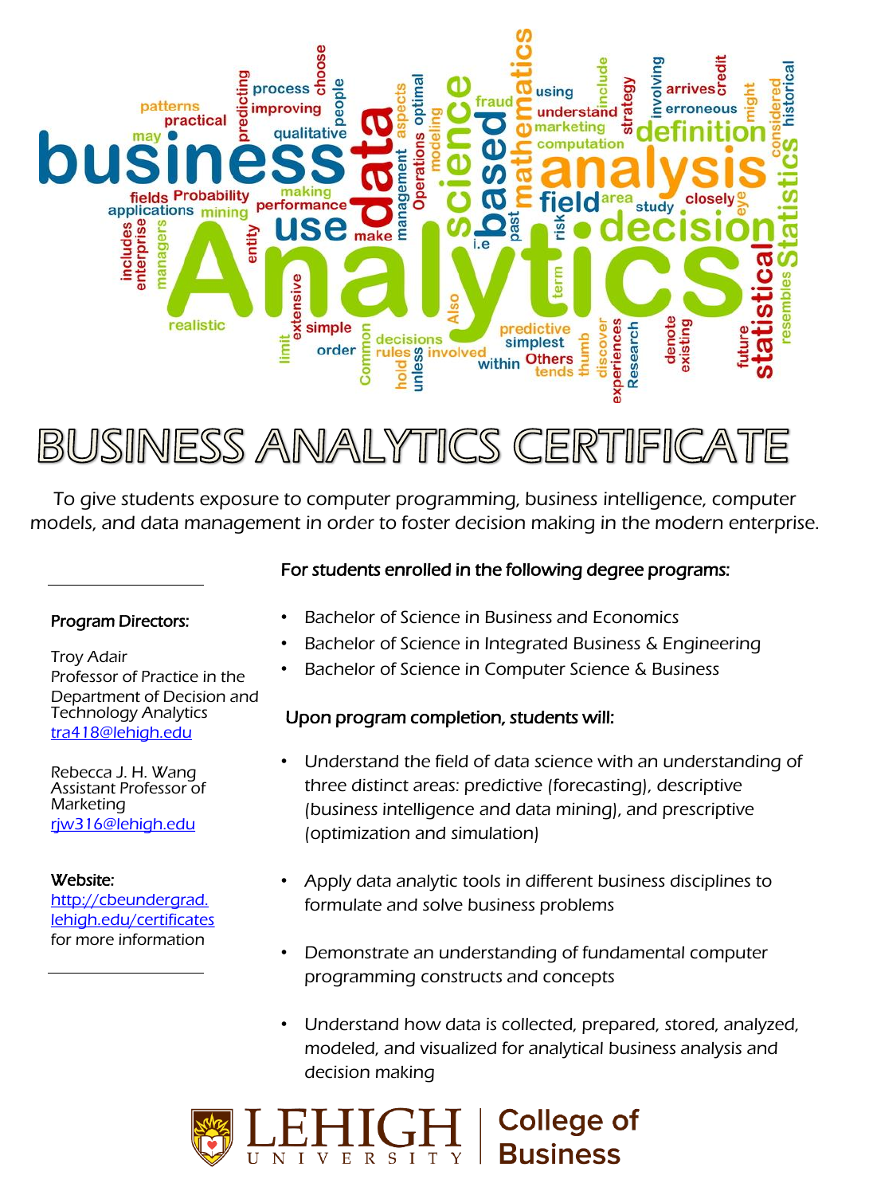# BUSINESS ANALYTICS CERTIFICATE

To give students exposure to computer programming, business intelligence, computer models, and data management in order to foster decision making in the modern enterprise.

**Program Directors:**

Troy Adair
Professor of Practice in the Department of Decision and Technology Analytics
tra418@lehigh.edu

Rebecca J. H. Wang
Assistant Professor of Marketing
rjw316@lehigh.edu

**Website:**
http://cbeundergrad.lehigh.edu/certificates
for more information

**For students enrolled in the following degree programs:**

- Bachelor of Science in Business and Economics
- Bachelor of Science in Integrated Business & Engineering
- Bachelor of Science in Computer Science & Business

**Upon program completion, students will:**

- Understand the field of data science with an understanding of three distinct areas: predictive (forecasting), descriptive (business intelligence and data mining), and prescriptive (optimization and simulation)
- Apply data analytic tools in different business disciplines to formulate and solve business problems
- Demonstrate an understanding of fundamental computer programming constructs and concepts
- Understand how data is collected, prepared, stored, analyzed, modeled, and visualized for analytical business analysis and decision making

LEHIGH UNIVERSITY | College of Business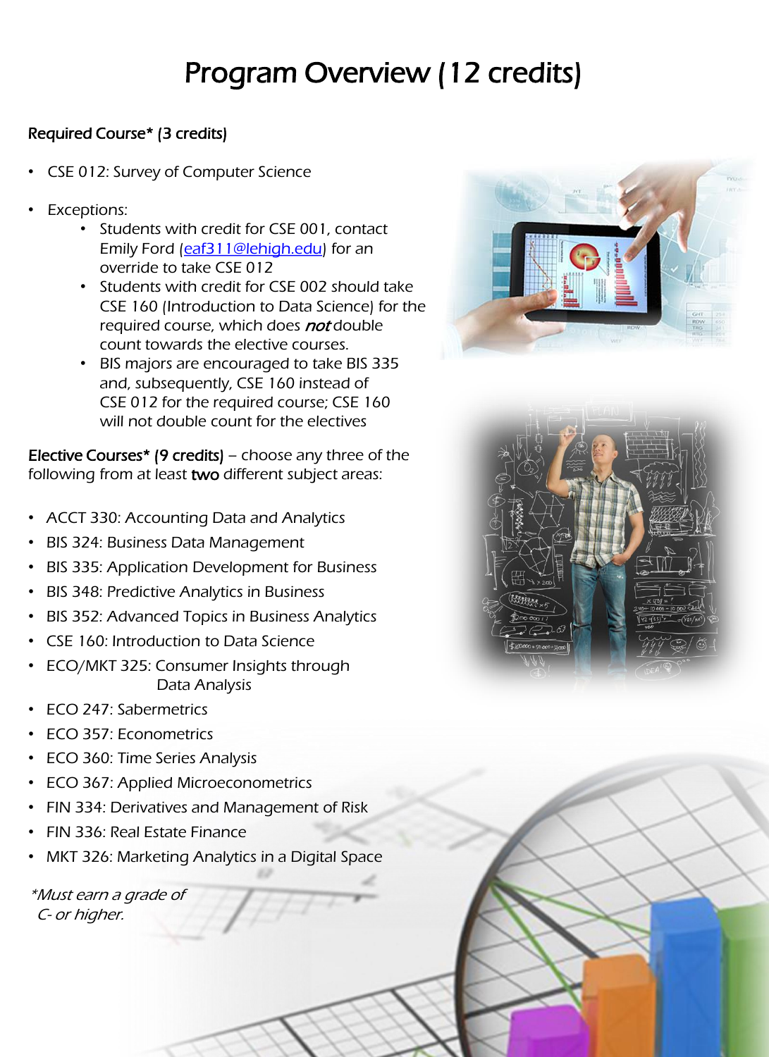# Program Overview (12 credits)

Required Course* (3 credits)

- CSE 012: Survey of Computer Science
- Exceptions:
    - Students with credit for CSE 001, contact Emily Ford (eaf311@lehigh.edu) for an override to take CSE 012
    - Students with credit for CSE 002 should take CSE 160 (Introduction to Data Science) for the required course, which does *not* double count towards the elective courses.
    - BIS majors are encouraged to take BIS 335 and, subsequently, CSE 160 instead of CSE 012 for the required course; CSE 160 will not double count for the electives

Elective Courses* (9 credits) – choose any three of the following from at least **two** different subject areas:

- ACCT 330: Accounting Data and Analytics
- BIS 324: Business Data Management
- BIS 335: Application Development for Business
- BIS 348: Predictive Analytics in Business
- BIS 352: Advanced Topics in Business Analytics
- CSE 160: Introduction to Data Science
- ECO/MKT 325: Consumer Insights through Data Analysis
- ECO 247: Sabermetrics
- ECO 357: Econometrics
- ECO 360: Time Series Analysis
- ECO 367: Applied Microeconometrics
- FIN 334: Derivatives and Management of Risk
- FIN 336: Real Estate Finance
- MKT 326: Marketing Analytics in a Digital Space

*\*Must earn a grade of C- or higher.*